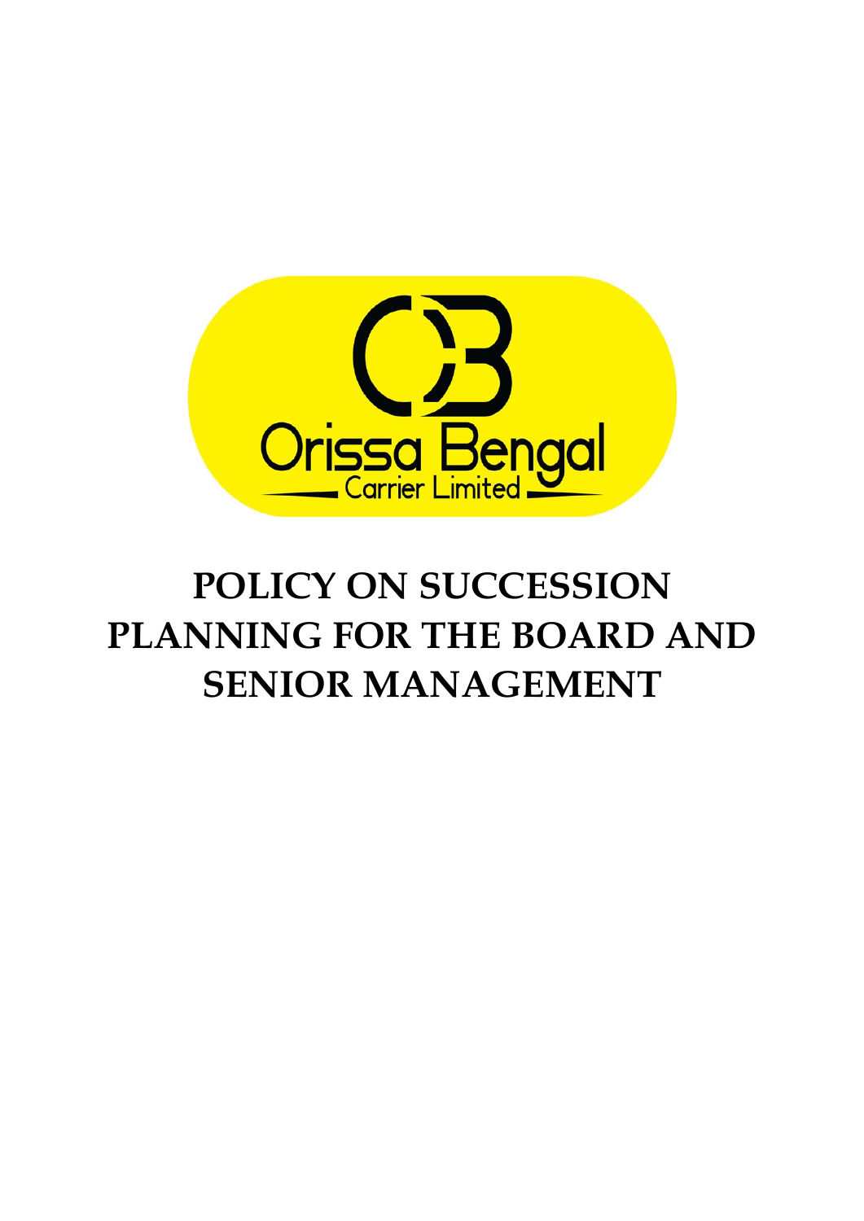Orissa Bengal Carrier Limited

# POLICY ON SUCCESSION PLANNING FOR THE BOARD AND SENIOR MANAGEMENT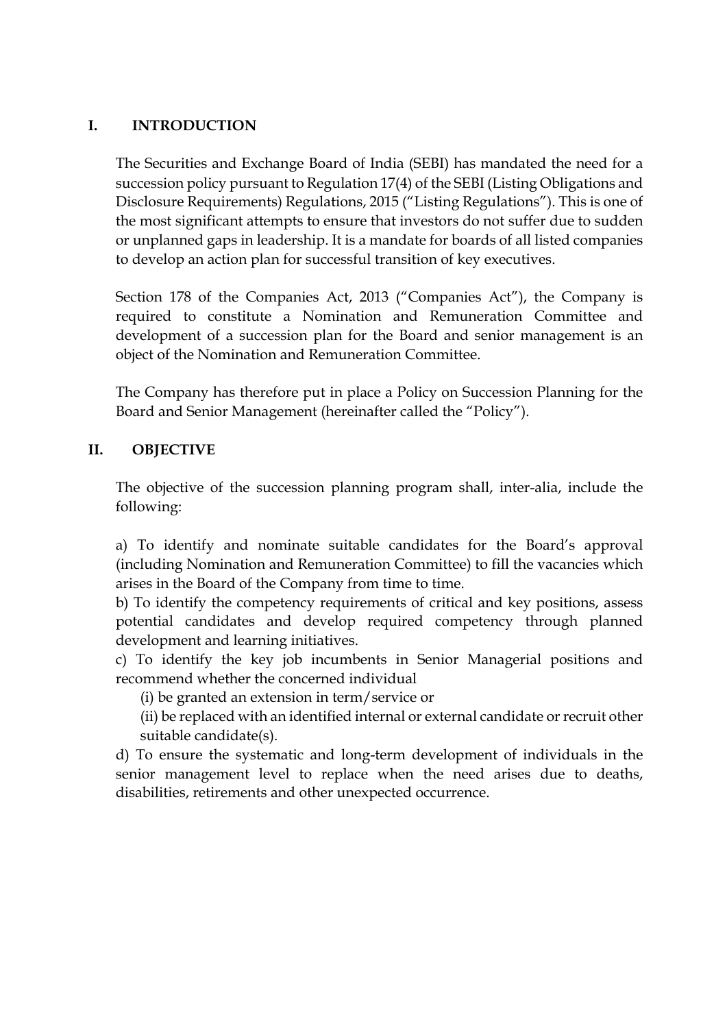## I. INTRODUCTION

The Securities and Exchange Board of India (SEBI) has mandated the need for a succession policy pursuant to Regulation 17(4) of the SEBI (Listing Obligations and Disclosure Requirements) Regulations, 2015 ("Listing Regulations"). This is one of the most significant attempts to ensure that investors do not suffer due to sudden or unplanned gaps in leadership. It is a mandate for boards of all listed companies to develop an action plan for successful transition of key executives.

Section 178 of the Companies Act, 2013 ("Companies Act"), the Company is required to constitute a Nomination and Remuneration Committee and development of a succession plan for the Board and senior management is an object of the Nomination and Remuneration Committee.

The Company has therefore put in place a Policy on Succession Planning for the Board and Senior Management (hereinafter called the "Policy").

## II. OBJECTIVE

The objective of the succession planning program shall, inter-alia, include the following:

a) To identify and nominate suitable candidates for the Board's approval (including Nomination and Remuneration Committee) to fill the vacancies which arises in the Board of the Company from time to time.

b) To identify the competency requirements of critical and key positions, assess potential candidates and develop required competency through planned development and learning initiatives.

c) To identify the key job incumbents in Senior Managerial positions and recommend whether the concerned individual

(i) be granted an extension in term/service or

(ii) be replaced with an identified internal or external candidate or recruit other suitable candidate(s).

d) To ensure the systematic and long-term development of individuals in the senior management level to replace when the need arises due to deaths, disabilities, retirements and other unexpected occurrence.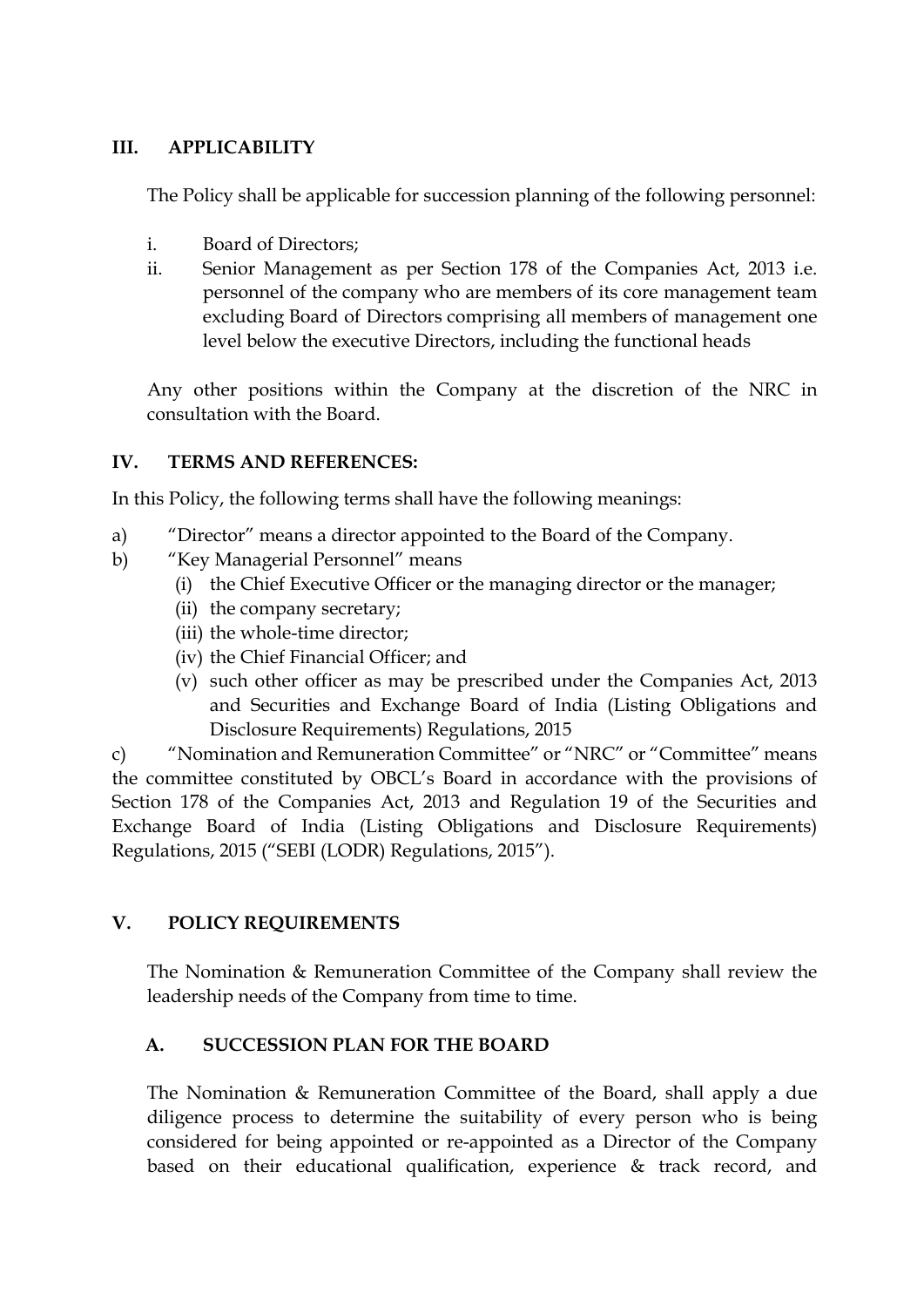## III. APPLICABILITY

The Policy shall be applicable for succession planning of the following personnel:

i. Board of Directors;
ii. Senior Management as per Section 178 of the Companies Act, 2013 i.e. personnel of the company who are members of its core management team excluding Board of Directors comprising all members of management one level below the executive Directors, including the functional heads

Any other positions within the Company at the discretion of the NRC in consultation with the Board.

## IV. TERMS AND REFERENCES:

In this Policy, the following terms shall have the following meanings:

a) "Director" means a director appointed to the Board of the Company.

b) "Key Managerial Personnel" means
   - (i) the Chief Executive Officer or the managing director or the manager;
   - (ii) the company secretary;
   - (iii) the whole-time director;
   - (iv) the Chief Financial Officer; and
   - (v) such other officer as may be prescribed under the Companies Act, 2013 and Securities and Exchange Board of India (Listing Obligations and Disclosure Requirements) Regulations, 2015

c) "Nomination and Remuneration Committee" or "NRC" or "Committee" means the committee constituted by OBCL's Board in accordance with the provisions of Section 178 of the Companies Act, 2013 and Regulation 19 of the Securities and Exchange Board of India (Listing Obligations and Disclosure Requirements) Regulations, 2015 ("SEBI (LODR) Regulations, 2015").

## V. POLICY REQUIREMENTS

The Nomination & Remuneration Committee of the Company shall review the leadership needs of the Company from time to time.

### A. SUCCESSION PLAN FOR THE BOARD

The Nomination & Remuneration Committee of the Board, shall apply a due diligence process to determine the suitability of every person who is being considered for being appointed or re-appointed as a Director of the Company based on their educational qualification, experience & track record, and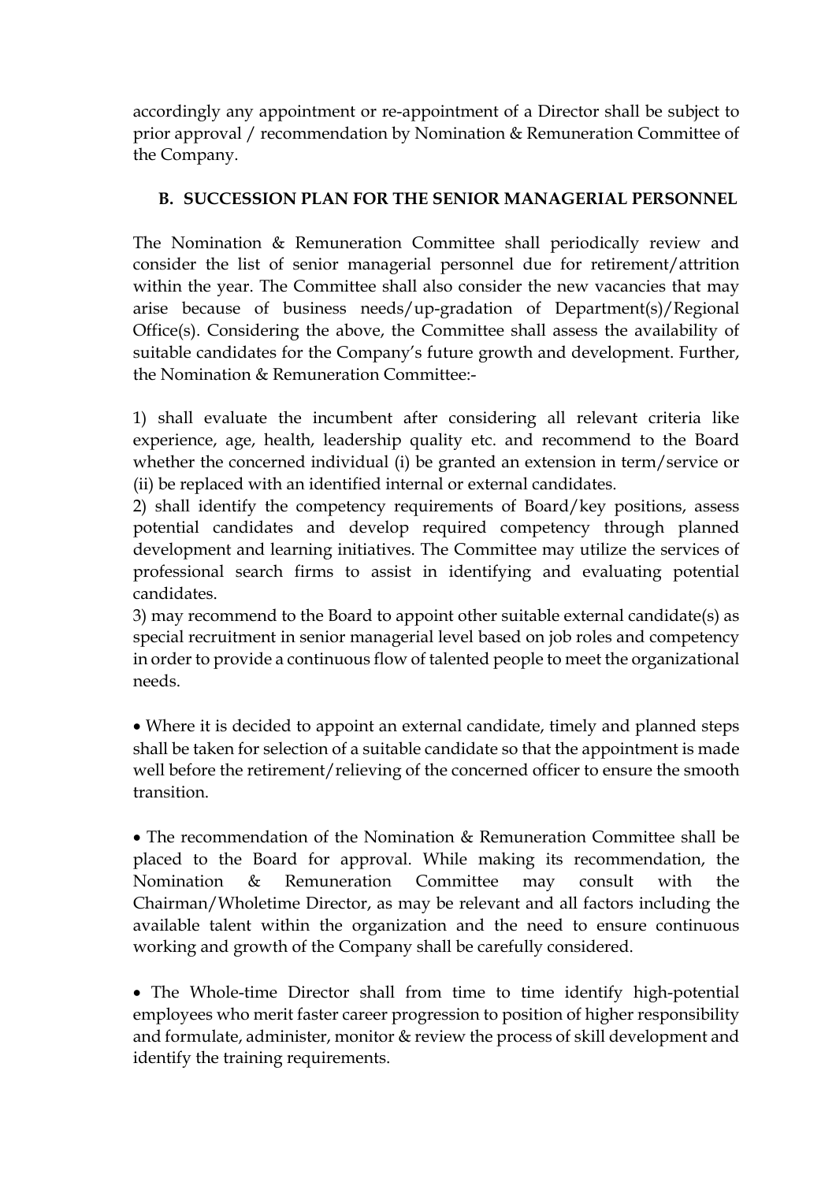accordingly any appointment or re-appointment of a Director shall be subject to prior approval / recommendation by Nomination & Remuneration Committee of the Company.

## B. SUCCESSION PLAN FOR THE SENIOR MANAGERIAL PERSONNEL

The Nomination & Remuneration Committee shall periodically review and consider the list of senior managerial personnel due for retirement/attrition within the year. The Committee shall also consider the new vacancies that may arise because of business needs/up-gradation of Department(s)/Regional Office(s). Considering the above, the Committee shall assess the availability of suitable candidates for the Company's future growth and development. Further, the Nomination & Remuneration Committee:-

1) shall evaluate the incumbent after considering all relevant criteria like experience, age, health, leadership quality etc. and recommend to the Board whether the concerned individual (i) be granted an extension in term/service or (ii) be replaced with an identified internal or external candidates.
2) shall identify the competency requirements of Board/key positions, assess potential candidates and develop required competency through planned development and learning initiatives. The Committee may utilize the services of professional search firms to assist in identifying and evaluating potential candidates.
3) may recommend to the Board to appoint other suitable external candidate(s) as special recruitment in senior managerial level based on job roles and competency in order to provide a continuous flow of talented people to meet the organizational needs.

- Where it is decided to appoint an external candidate, timely and planned steps shall be taken for selection of a suitable candidate so that the appointment is made well before the retirement/relieving of the concerned officer to ensure the smooth transition.

- The recommendation of the Nomination & Remuneration Committee shall be placed to the Board for approval. While making its recommendation, the Nomination & Remuneration Committee may consult with the Chairman/Wholetime Director, as may be relevant and all factors including the available talent within the organization and the need to ensure continuous working and growth of the Company shall be carefully considered.

- The Whole-time Director shall from time to time identify high-potential employees who merit faster career progression to position of higher responsibility and formulate, administer, monitor & review the process of skill development and identify the training requirements.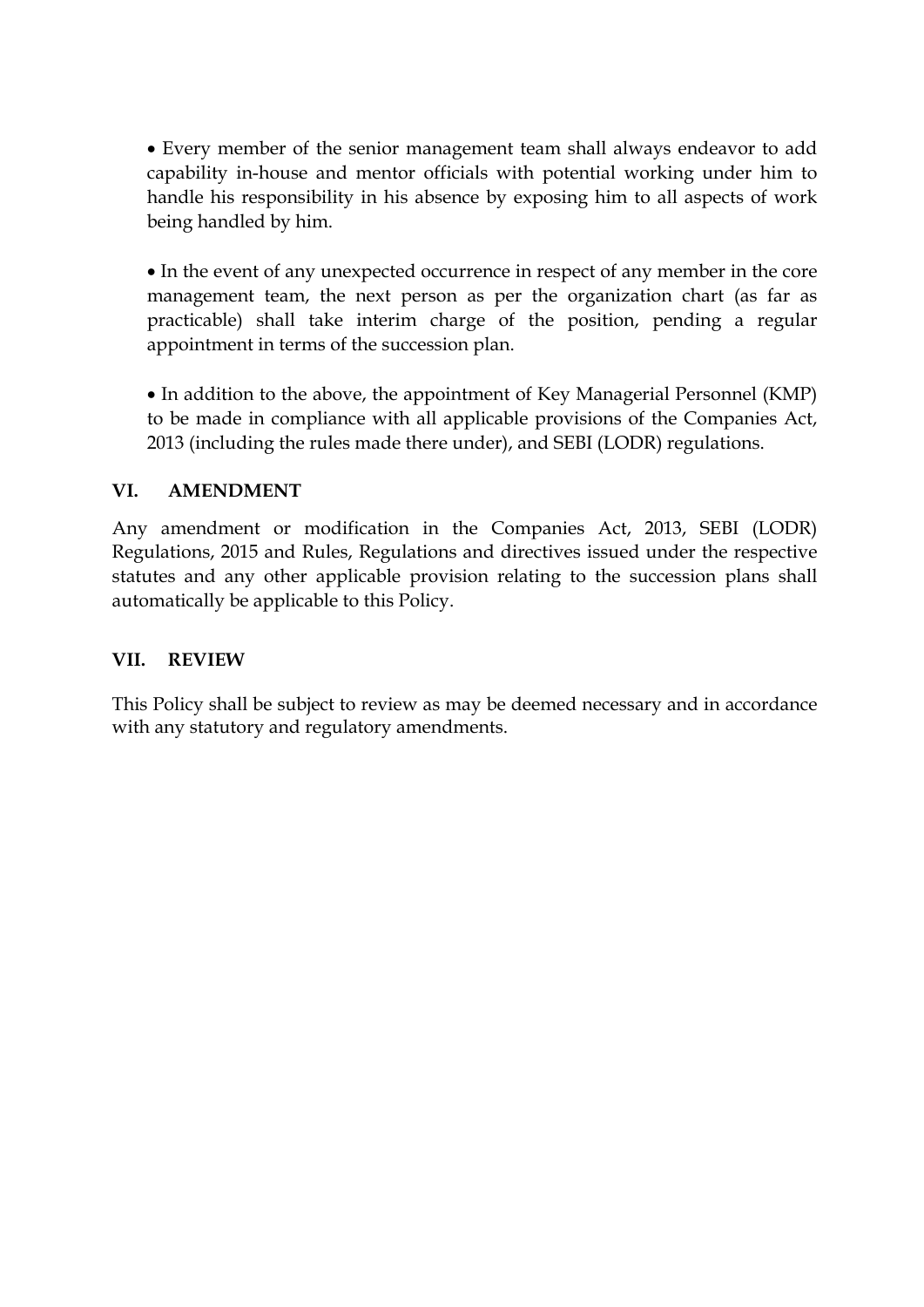- Every member of the senior management team shall always endeavor to add capability in-house and mentor officials with potential working under him to handle his responsibility in his absence by exposing him to all aspects of work being handled by him.

- In the event of any unexpected occurrence in respect of any member in the core management team, the next person as per the organization chart (as far as practicable) shall take interim charge of the position, pending a regular appointment in terms of the succession plan.

- In addition to the above, the appointment of Key Managerial Personnel (KMP) to be made in compliance with all applicable provisions of the Companies Act, 2013 (including the rules made there under), and SEBI (LODR) regulations.

## VI. AMENDMENT

Any amendment or modification in the Companies Act, 2013, SEBI (LODR) Regulations, 2015 and Rules, Regulations and directives issued under the respective statutes and any other applicable provision relating to the succession plans shall automatically be applicable to this Policy.

## VII. REVIEW

This Policy shall be subject to review as may be deemed necessary and in accordance with any statutory and regulatory amendments.